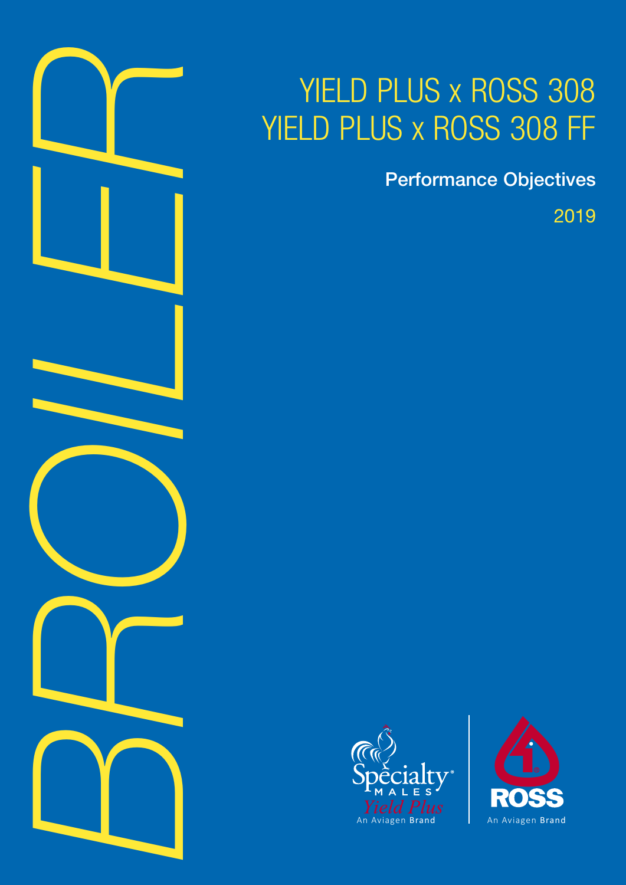# YIELD PLUS x ROSS 308
# YIELD PLUS x ROSS 308 FF

## Performance Objectives

2019

BROILER

Specialty MALES *Yield Plus* An Aviagen Brand

ROSS An Aviagen Brand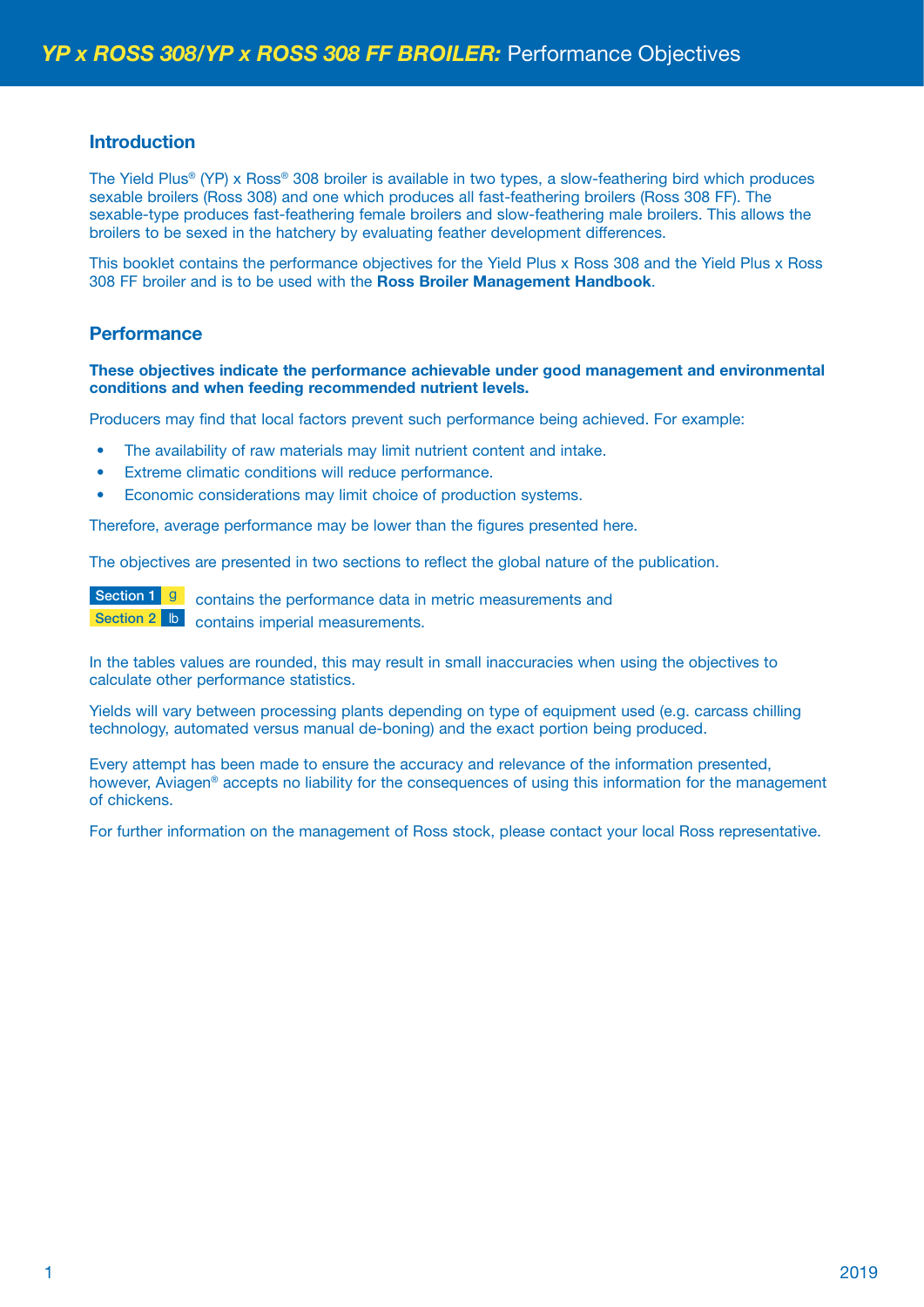# YP x ROSS 308/YP x ROSS 308 FF BROILER: Performance Objectives

## Introduction

The Yield Plus® (YP) x Ross® 308 broiler is available in two types, a slow-feathering bird which produces sexable broilers (Ross 308) and one which produces all fast-feathering broilers (Ross 308 FF). The sexable-type produces fast-feathering female broilers and slow-feathering male broilers. This allows the broilers to be sexed in the hatchery by evaluating feather development differences.

This booklet contains the performance objectives for the Yield Plus x Ross 308 and the Yield Plus x Ross 308 FF broiler and is to be used with the **Ross Broiler Management Handbook**.

## Performance

**These objectives indicate the performance achievable under good management and environmental conditions and when feeding recommended nutrient levels.**

Producers may find that local factors prevent such performance being achieved. For example:

- The availability of raw materials may limit nutrient content and intake.
- Extreme climatic conditions will reduce performance.
- Economic considerations may limit choice of production systems.

Therefore, average performance may be lower than the figures presented here.

The objectives are presented in two sections to reflect the global nature of the publication.

Section 1 g contains the performance data in metric measurements and
Section 2 lb contains imperial measurements.

In the tables values are rounded, this may result in small inaccuracies when using the objectives to calculate other performance statistics.

Yields will vary between processing plants depending on type of equipment used (e.g. carcass chilling technology, automated versus manual de-boning) and the exact portion being produced.

Every attempt has been made to ensure the accuracy and relevance of the information presented, however, Aviagen® accepts no liability for the consequences of using this information for the management of chickens.

For further information on the management of Ross stock, please contact your local Ross representative.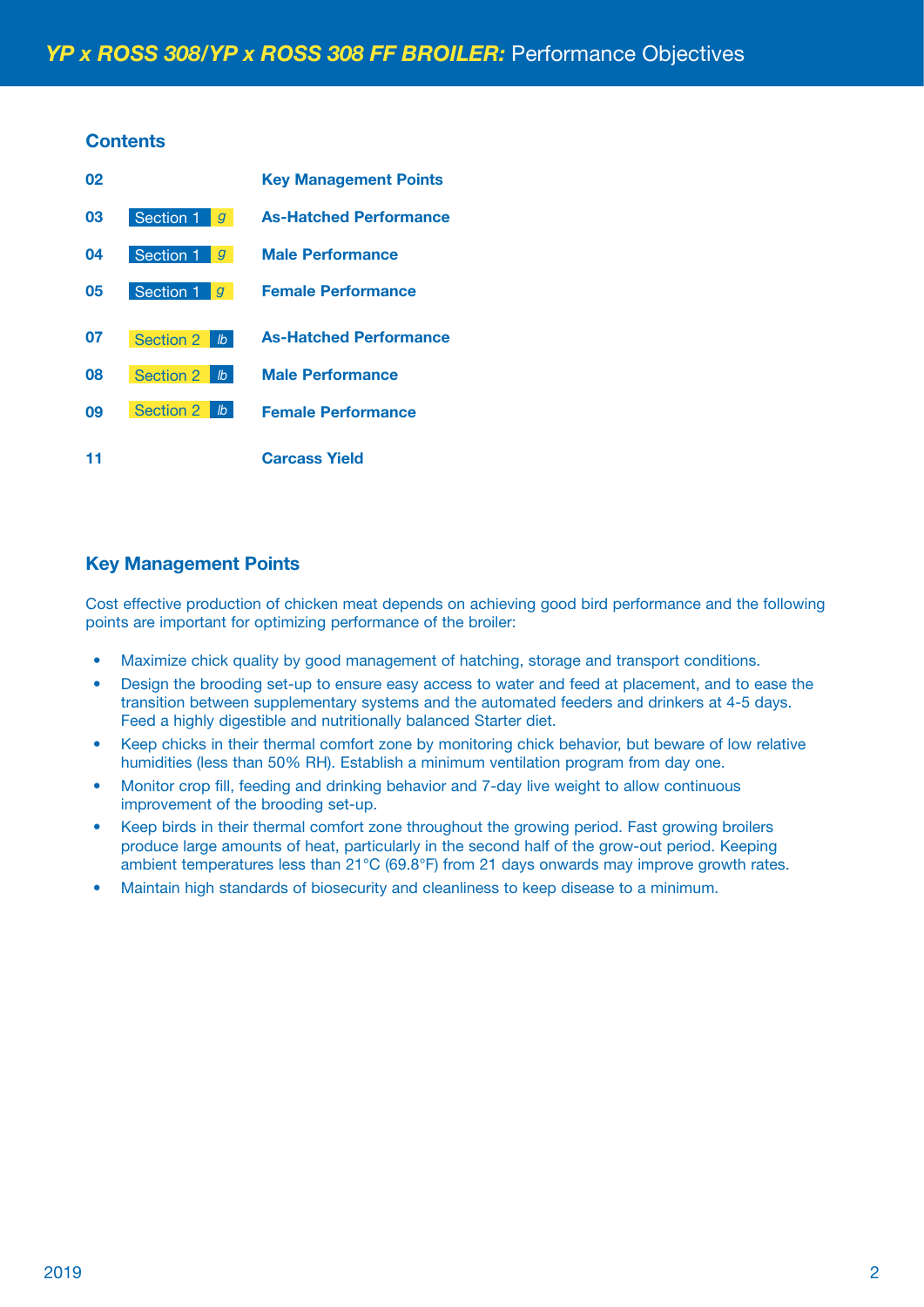# YP x ROSS 308/YP x ROSS 308 FF BROILER: Performance Objectives

## Contents

| | | |
|---|---|---|
| 02 | | Key Management Points |
| 03 | Section 1 g | As-Hatched Performance |
| 04 | Section 1 g | Male Performance |
| 05 | Section 1 g | Female Performance |
| 07 | Section 2 lb | As-Hatched Performance |
| 08 | Section 2 lb | Male Performance |
| 09 | Section 2 lb | Female Performance |
| 11 | | Carcass Yield |

## Key Management Points

Cost effective production of chicken meat depends on achieving good bird performance and the following points are important for optimizing performance of the broiler:

- Maximize chick quality by good management of hatching, storage and transport conditions.
- Design the brooding set-up to ensure easy access to water and feed at placement, and to ease the transition between supplementary systems and the automated feeders and drinkers at 4-5 days. Feed a highly digestible and nutritionally balanced Starter diet.
- Keep chicks in their thermal comfort zone by monitoring chick behavior, but beware of low relative humidities (less than 50% RH). Establish a minimum ventilation program from day one.
- Monitor crop fill, feeding and drinking behavior and 7-day live weight to allow continuous improvement of the brooding set-up.
- Keep birds in their thermal comfort zone throughout the growing period. Fast growing broilers produce large amounts of heat, particularly in the second half of the grow-out period. Keeping ambient temperatures less than 21°C (69.8°F) from 21 days onwards may improve growth rates.
- Maintain high standards of biosecurity and cleanliness to keep disease to a minimum.

2019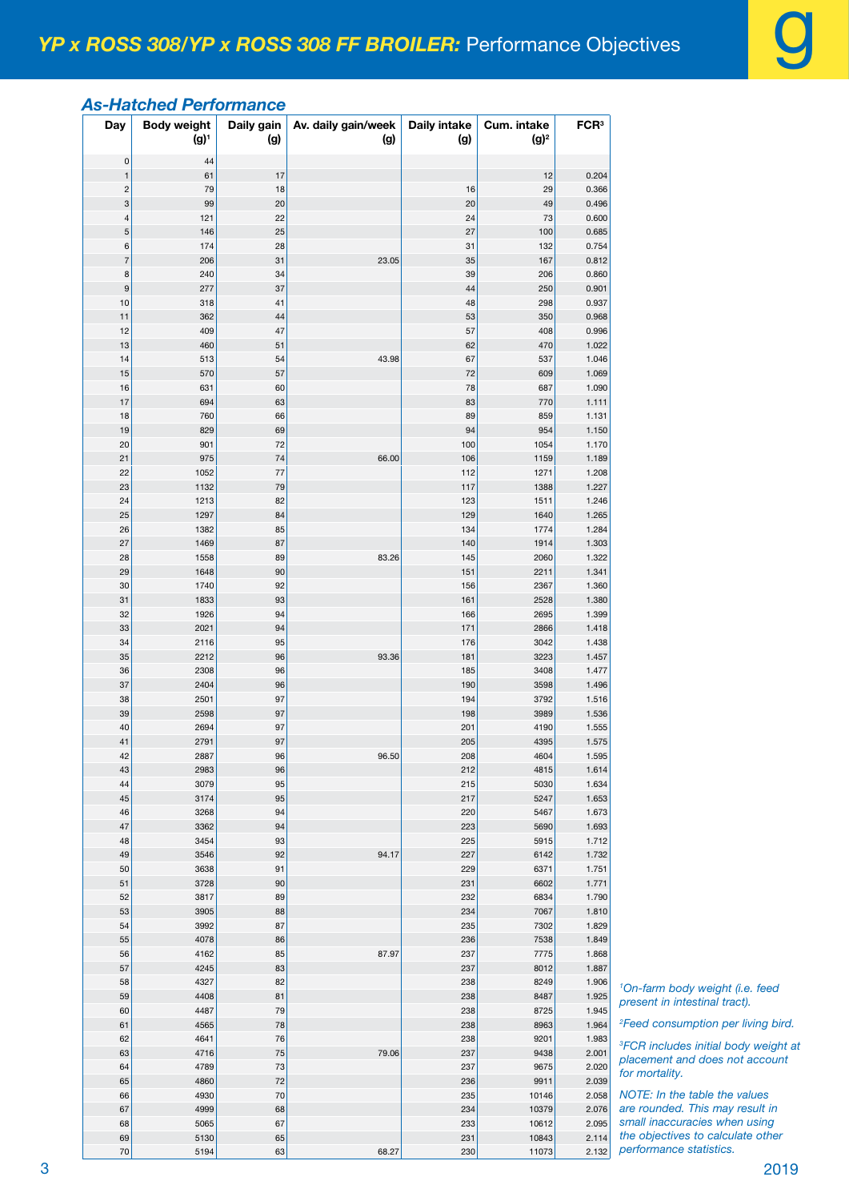# *YP x ROSS 308/YP x ROSS 308 FF BROILER:* Performance Objectives

## *As-Hatched Performance*

| Day | Body weight (g)[1] | Daily gain (g) | Av. daily gain/week (g) | Daily intake (g) | Cum. intake (g)[2] | FCR[3] |
|---|---|---|---|---|---|---|
| 0 | 44 | | | | | |
| 1 | 61 | 17 | | | 12 | 0.204 |
| 2 | 79 | 18 | | 16 | 29 | 0.366 |
| 3 | 99 | 20 | | 20 | 49 | 0.496 |
| 4 | 121 | 22 | | 24 | 73 | 0.600 |
| 5 | 146 | 25 | | 27 | 100 | 0.685 |
| 6 | 174 | 28 | | 31 | 132 | 0.754 |
| 7 | 206 | 31 | 23.05 | 35 | 167 | 0.812 |
| 8 | 240 | 34 | | 39 | 206 | 0.860 |
| 9 | 277 | 37 | | 44 | 250 | 0.901 |
| 10 | 318 | 41 | | 48 | 298 | 0.937 |
| 11 | 362 | 44 | | 53 | 350 | 0.968 |
| 12 | 409 | 47 | | 57 | 408 | 0.996 |
| 13 | 460 | 51 | | 62 | 470 | 1.022 |
| 14 | 513 | 54 | 43.98 | 67 | 537 | 1.046 |
| 15 | 570 | 57 | | 72 | 609 | 1.069 |
| 16 | 631 | 60 | | 78 | 687 | 1.090 |
| 17 | 694 | 63 | | 83 | 770 | 1.111 |
| 18 | 760 | 66 | | 89 | 859 | 1.131 |
| 19 | 829 | 69 | | 94 | 954 | 1.150 |
| 20 | 901 | 72 | | 100 | 1054 | 1.170 |
| 21 | 975 | 74 | 66.00 | 106 | 1159 | 1.189 |
| 22 | 1052 | 77 | | 112 | 1271 | 1.208 |
| 23 | 1132 | 79 | | 117 | 1388 | 1.227 |
| 24 | 1213 | 82 | | 123 | 1511 | 1.246 |
| 25 | 1297 | 84 | | 129 | 1640 | 1.265 |
| 26 | 1382 | 85 | | 134 | 1774 | 1.284 |
| 27 | 1469 | 87 | | 140 | 1914 | 1.303 |
| 28 | 1558 | 89 | 83.26 | 145 | 2060 | 1.322 |
| 29 | 1648 | 90 | | 151 | 2211 | 1.341 |
| 30 | 1740 | 92 | | 156 | 2367 | 1.360 |
| 31 | 1833 | 93 | | 161 | 2528 | 1.380 |
| 32 | 1926 | 94 | | 166 | 2695 | 1.399 |
| 33 | 2021 | 94 | | 171 | 2866 | 1.418 |
| 34 | 2116 | 95 | | 176 | 3042 | 1.438 |
| 35 | 2212 | 96 | 93.36 | 181 | 3223 | 1.457 |
| 36 | 2308 | 96 | | 185 | 3408 | 1.477 |
| 37 | 2404 | 96 | | 190 | 3598 | 1.496 |
| 38 | 2501 | 97 | | 194 | 3792 | 1.516 |
| 39 | 2598 | 97 | | 198 | 3989 | 1.536 |
| 40 | 2694 | 97 | | 201 | 4190 | 1.555 |
| 41 | 2791 | 97 | | 205 | 4395 | 1.575 |
| 42 | 2887 | 96 | 96.50 | 208 | 4604 | 1.595 |
| 43 | 2983 | 96 | | 212 | 4815 | 1.614 |
| 44 | 3079 | 95 | | 215 | 5030 | 1.634 |
| 45 | 3174 | 95 | | 217 | 5247 | 1.653 |
| 46 | 3268 | 94 | | 220 | 5467 | 1.673 |
| 47 | 3362 | 94 | | 223 | 5690 | 1.693 |
| 48 | 3454 | 93 | | 225 | 5915 | 1.712 |
| 49 | 3546 | 92 | 94.17 | 227 | 6142 | 1.732 |
| 50 | 3638 | 91 | | 229 | 6371 | 1.751 |
| 51 | 3728 | 90 | | 231 | 6602 | 1.771 |
| 52 | 3817 | 89 | | 232 | 6834 | 1.790 |
| 53 | 3905 | 88 | | 234 | 7067 | 1.810 |
| 54 | 3992 | 87 | | 235 | 7302 | 1.829 |
| 55 | 4078 | 86 | | 236 | 7538 | 1.849 |
| 56 | 4162 | 85 | 87.97 | 237 | 7775 | 1.868 |
| 57 | 4245 | 83 | | 237 | 8012 | 1.887 |
| 58 | 4327 | 82 | | 238 | 8249 | 1.906 |
| 59 | 4408 | 81 | | 238 | 8487 | 1.925 |
| 60 | 4487 | 79 | | 238 | 8725 | 1.945 |
| 61 | 4565 | 78 | | 238 | 8963 | 1.964 |
| 62 | 4641 | 76 | | 238 | 9201 | 1.983 |
| 63 | 4716 | 75 | 79.06 | 237 | 9438 | 2.001 |
| 64 | 4789 | 73 | | 237 | 9675 | 2.020 |
| 65 | 4860 | 72 | | 236 | 9911 | 2.039 |
| 66 | 4930 | 70 | | 235 | 10146 | 2.058 |
| 67 | 4999 | 68 | | 234 | 10379 | 2.076 |
| 68 | 5065 | 67 | | 233 | 10612 | 2.095 |
| 69 | 5130 | 65 | | 231 | 10843 | 2.114 |
| 70 | 5194 | 63 | 68.27 | 230 | 11073 | 2.132 |

*[1]On-farm body weight (i.e. feed present in intestinal tract).*

*[2]Feed consumption per living bird.*

*[3]FCR includes initial body weight at placement and does not account for mortality.*

*NOTE: In the table the values are rounded. This may result in small inaccuracies when using the objectives to calculate other performance statistics.*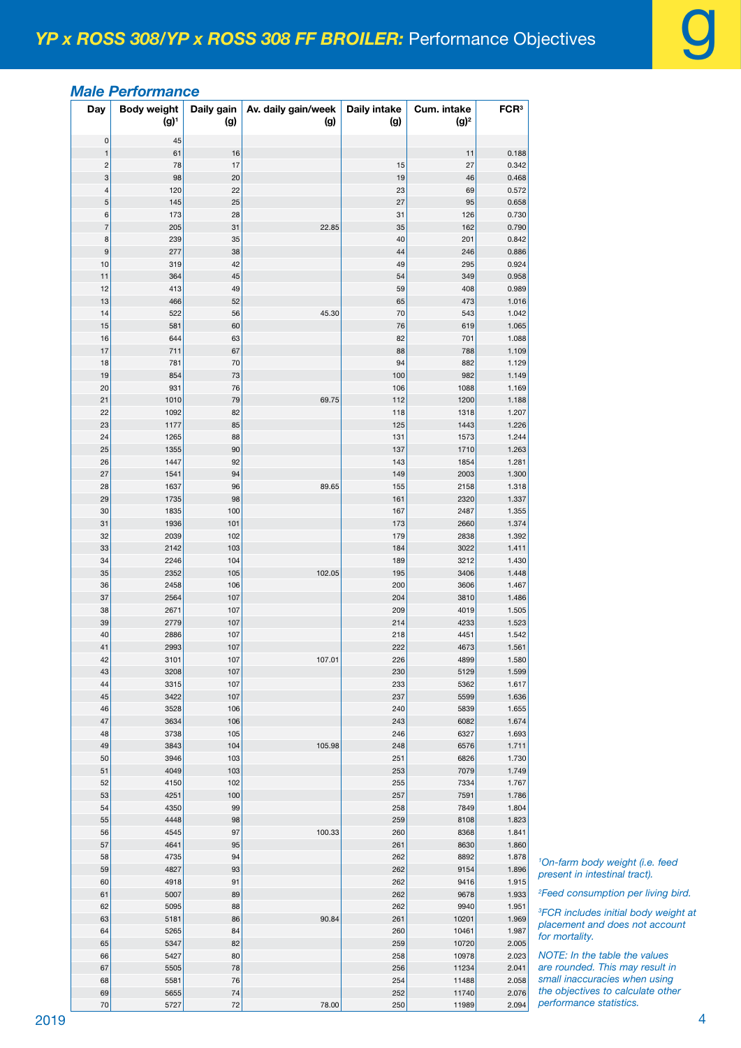# *YP x ROSS 308/YP x ROSS 308 FF BROILER:* Performance Objectives

## *Male Performance*

| Day | Body weight (g)[1] | Daily gain (g) | Av. daily gain/week (g) | Daily intake (g) | Cum. intake (g)[2] | FCR[3] |
|---|---|---|---|---|---|---|
| 0 | 45 | | | | | |
| 1 | 61 | 16 | | | 11 | 0.188 |
| 2 | 78 | 17 | | 15 | 27 | 0.342 |
| 3 | 98 | 20 | | 19 | 46 | 0.468 |
| 4 | 120 | 22 | | 23 | 69 | 0.572 |
| 5 | 145 | 25 | | 27 | 95 | 0.658 |
| 6 | 173 | 28 | | 31 | 126 | 0.730 |
| 7 | 205 | 31 | 22.85 | 35 | 162 | 0.790 |
| 8 | 239 | 35 | | 40 | 201 | 0.842 |
| 9 | 277 | 38 | | 44 | 246 | 0.886 |
| 10 | 319 | 42 | | 49 | 295 | 0.924 |
| 11 | 364 | 45 | | 54 | 349 | 0.958 |
| 12 | 413 | 49 | | 59 | 408 | 0.989 |
| 13 | 466 | 52 | | 65 | 473 | 1.016 |
| 14 | 522 | 56 | 45.30 | 70 | 543 | 1.042 |
| 15 | 581 | 60 | | 76 | 619 | 1.065 |
| 16 | 644 | 63 | | 82 | 701 | 1.088 |
| 17 | 711 | 67 | | 88 | 788 | 1.109 |
| 18 | 781 | 70 | | 94 | 882 | 1.129 |
| 19 | 854 | 73 | | 100 | 982 | 1.149 |
| 20 | 931 | 76 | | 106 | 1088 | 1.169 |
| 21 | 1010 | 79 | 69.75 | 112 | 1200 | 1.188 |
| 22 | 1092 | 82 | | 118 | 1318 | 1.207 |
| 23 | 1177 | 85 | | 125 | 1443 | 1.226 |
| 24 | 1265 | 88 | | 131 | 1573 | 1.244 |
| 25 | 1355 | 90 | | 137 | 1710 | 1.263 |
| 26 | 1447 | 92 | | 143 | 1854 | 1.281 |
| 27 | 1541 | 94 | | 149 | 2003 | 1.300 |
| 28 | 1637 | 96 | 89.65 | 155 | 2158 | 1.318 |
| 29 | 1735 | 98 | | 161 | 2320 | 1.337 |
| 30 | 1835 | 100 | | 167 | 2487 | 1.355 |
| 31 | 1936 | 101 | | 173 | 2660 | 1.374 |
| 32 | 2039 | 102 | | 179 | 2838 | 1.392 |
| 33 | 2142 | 103 | | 184 | 3022 | 1.411 |
| 34 | 2246 | 104 | | 189 | 3212 | 1.430 |
| 35 | 2352 | 105 | 102.05 | 195 | 3406 | 1.448 |
| 36 | 2458 | 106 | | 200 | 3606 | 1.467 |
| 37 | 2564 | 107 | | 204 | 3810 | 1.486 |
| 38 | 2671 | 107 | | 209 | 4019 | 1.505 |
| 39 | 2779 | 107 | | 214 | 4233 | 1.523 |
| 40 | 2886 | 107 | | 218 | 4451 | 1.542 |
| 41 | 2993 | 107 | | 222 | 4673 | 1.561 |
| 42 | 3101 | 107 | 107.01 | 226 | 4899 | 1.580 |
| 43 | 3208 | 107 | | 230 | 5129 | 1.599 |
| 44 | 3315 | 107 | | 233 | 5362 | 1.617 |
| 45 | 3422 | 107 | | 237 | 5599 | 1.636 |
| 46 | 3528 | 106 | | 240 | 5839 | 1.655 |
| 47 | 3634 | 106 | | 243 | 6082 | 1.674 |
| 48 | 3738 | 105 | | 246 | 6327 | 1.693 |
| 49 | 3843 | 104 | 105.98 | 248 | 6576 | 1.711 |
| 50 | 3946 | 103 | | 251 | 6826 | 1.730 |
| 51 | 4049 | 103 | | 253 | 7079 | 1.749 |
| 52 | 4150 | 102 | | 255 | 7334 | 1.767 |
| 53 | 4251 | 100 | | 257 | 7591 | 1.786 |
| 54 | 4350 | 99 | | 258 | 7849 | 1.804 |
| 55 | 4448 | 98 | | 259 | 8108 | 1.823 |
| 56 | 4545 | 97 | 100.33 | 260 | 8368 | 1.841 |
| 57 | 4641 | 95 | | 261 | 8630 | 1.860 |
| 58 | 4735 | 94 | | 262 | 8892 | 1.878 |
| 59 | 4827 | 93 | | 262 | 9154 | 1.896 |
| 60 | 4918 | 91 | | 262 | 9416 | 1.915 |
| 61 | 5007 | 89 | | 262 | 9678 | 1.933 |
| 62 | 5095 | 88 | | 262 | 9940 | 1.951 |
| 63 | 5181 | 86 | 90.84 | 261 | 10201 | 1.969 |
| 64 | 5265 | 84 | | 260 | 10461 | 1.987 |
| 65 | 5347 | 82 | | 259 | 10720 | 2.005 |
| 66 | 5427 | 80 | | 258 | 10978 | 2.023 |
| 67 | 5505 | 78 | | 256 | 11234 | 2.041 |
| 68 | 5581 | 76 | | 254 | 11488 | 2.058 |
| 69 | 5655 | 74 | | 252 | 11740 | 2.076 |
| 70 | 5727 | 72 | 78.00 | 250 | 11989 | 2.094 |

*[1]On-farm body weight (i.e. feed present in intestinal tract).*

*[2]Feed consumption per living bird.*

*[3]FCR includes initial body weight at placement and does not account for mortality.*

*NOTE: In the table the values are rounded. This may result in small inaccuracies when using the objectives to calculate other performance statistics.*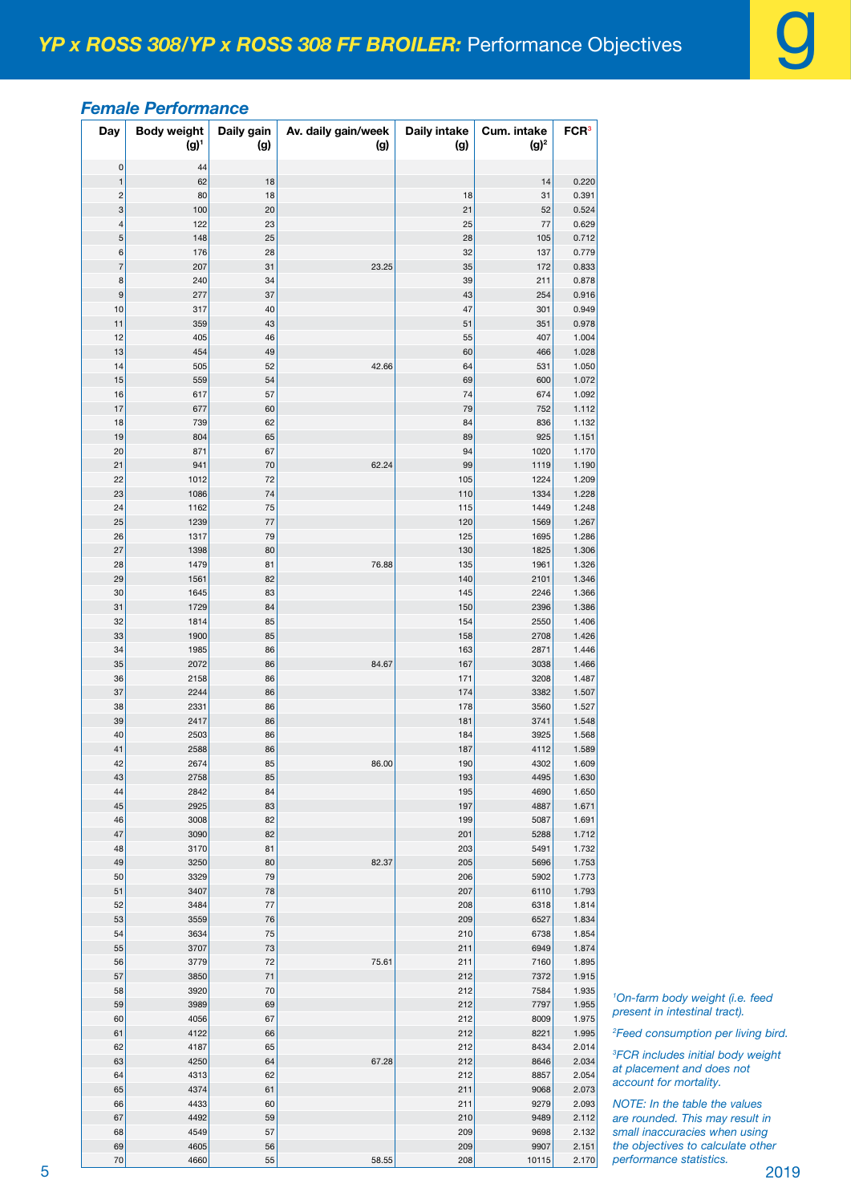# *YP x ROSS 308/YP x ROSS 308 FF BROILER:* Performance Objectives

## *Female Performance*

| Day | Body weight (g)[1] | Daily gain (g) | Av. daily gain/week (g) | Daily intake (g) | Cum. intake (g)[2] | FCR[3] |
|---|---|---|---|---|---|---|
| 0 | 44 | | | | | |
| 1 | 62 | 18 | | | 14 | 0.220 |
| 2 | 80 | 18 | | 18 | 31 | 0.391 |
| 3 | 100 | 20 | | 21 | 52 | 0.524 |
| 4 | 122 | 23 | | 25 | 77 | 0.629 |
| 5 | 148 | 25 | | 28 | 105 | 0.712 |
| 6 | 176 | 28 | | 32 | 137 | 0.779 |
| 7 | 207 | 31 | 23.25 | 35 | 172 | 0.833 |
| 8 | 240 | 34 | | 39 | 211 | 0.878 |
| 9 | 277 | 37 | | 43 | 254 | 0.916 |
| 10 | 317 | 40 | | 47 | 301 | 0.949 |
| 11 | 359 | 43 | | 51 | 351 | 0.978 |
| 12 | 405 | 46 | | 55 | 407 | 1.004 |
| 13 | 454 | 49 | | 60 | 466 | 1.028 |
| 14 | 505 | 52 | 42.66 | 64 | 531 | 1.050 |
| 15 | 559 | 54 | | 69 | 600 | 1.072 |
| 16 | 617 | 57 | | 74 | 674 | 1.092 |
| 17 | 677 | 60 | | 79 | 752 | 1.112 |
| 18 | 739 | 62 | | 84 | 836 | 1.132 |
| 19 | 804 | 65 | | 89 | 925 | 1.151 |
| 20 | 871 | 67 | | 94 | 1020 | 1.170 |
| 21 | 941 | 70 | 62.24 | 99 | 1119 | 1.190 |
| 22 | 1012 | 72 | | 105 | 1224 | 1.209 |
| 23 | 1086 | 74 | | 110 | 1334 | 1.228 |
| 24 | 1162 | 75 | | 115 | 1449 | 1.248 |
| 25 | 1239 | 77 | | 120 | 1569 | 1.267 |
| 26 | 1317 | 79 | | 125 | 1695 | 1.286 |
| 27 | 1398 | 80 | | 130 | 1825 | 1.306 |
| 28 | 1479 | 81 | 76.88 | 135 | 1961 | 1.326 |
| 29 | 1561 | 82 | | 140 | 2101 | 1.346 |
| 30 | 1645 | 83 | | 145 | 2246 | 1.366 |
| 31 | 1729 | 84 | | 150 | 2396 | 1.386 |
| 32 | 1814 | 85 | | 154 | 2550 | 1.406 |
| 33 | 1900 | 85 | | 158 | 2708 | 1.426 |
| 34 | 1985 | 86 | | 163 | 2871 | 1.446 |
| 35 | 2072 | 86 | 84.67 | 167 | 3038 | 1.466 |
| 36 | 2158 | 86 | | 171 | 3208 | 1.487 |
| 37 | 2244 | 86 | | 174 | 3382 | 1.507 |
| 38 | 2331 | 86 | | 178 | 3560 | 1.527 |
| 39 | 2417 | 86 | | 181 | 3741 | 1.548 |
| 40 | 2503 | 86 | | 184 | 3925 | 1.568 |
| 41 | 2588 | 86 | | 187 | 4112 | 1.589 |
| 42 | 2674 | 85 | 86.00 | 190 | 4302 | 1.609 |
| 43 | 2758 | 85 | | 193 | 4495 | 1.630 |
| 44 | 2842 | 84 | | 195 | 4690 | 1.650 |
| 45 | 2925 | 83 | | 197 | 4887 | 1.671 |
| 46 | 3008 | 82 | | 199 | 5087 | 1.691 |
| 47 | 3090 | 82 | | 201 | 5288 | 1.712 |
| 48 | 3170 | 81 | | 203 | 5491 | 1.732 |
| 49 | 3250 | 80 | 82.37 | 205 | 5696 | 1.753 |
| 50 | 3329 | 79 | | 206 | 5902 | 1.773 |
| 51 | 3407 | 78 | | 207 | 6110 | 1.793 |
| 52 | 3484 | 77 | | 208 | 6318 | 1.814 |
| 53 | 3559 | 76 | | 209 | 6527 | 1.834 |
| 54 | 3634 | 75 | | 210 | 6738 | 1.854 |
| 55 | 3707 | 73 | | 211 | 6949 | 1.874 |
| 56 | 3779 | 72 | 75.61 | 211 | 7160 | 1.895 |
| 57 | 3850 | 71 | | 212 | 7372 | 1.915 |
| 58 | 3920 | 70 | | 212 | 7584 | 1.935 |
| 59 | 3989 | 69 | | 212 | 7797 | 1.955 |
| 60 | 4056 | 67 | | 212 | 8009 | 1.975 |
| 61 | 4122 | 66 | | 212 | 8221 | 1.995 |
| 62 | 4187 | 65 | | 212 | 8434 | 2.014 |
| 63 | 4250 | 64 | 67.28 | 212 | 8646 | 2.034 |
| 64 | 4313 | 62 | | 212 | 8857 | 2.054 |
| 65 | 4374 | 61 | | 211 | 9068 | 2.073 |
| 66 | 4433 | 60 | | 211 | 9279 | 2.093 |
| 67 | 4492 | 59 | | 210 | 9489 | 2.112 |
| 68 | 4549 | 57 | | 209 | 9698 | 2.132 |
| 69 | 4605 | 56 | | 209 | 9907 | 2.151 |
| 70 | 4660 | 55 | 58.55 | 208 | 10115 | 2.170 |

*[1]On-farm body weight (i.e. feed present in intestinal tract).*

*[2]Feed consumption per living bird.*

*[3]FCR includes initial body weight at placement and does not account for mortality.*

*NOTE: In the table the values are rounded. This may result in small inaccuracies when using the objectives to calculate other performance statistics.*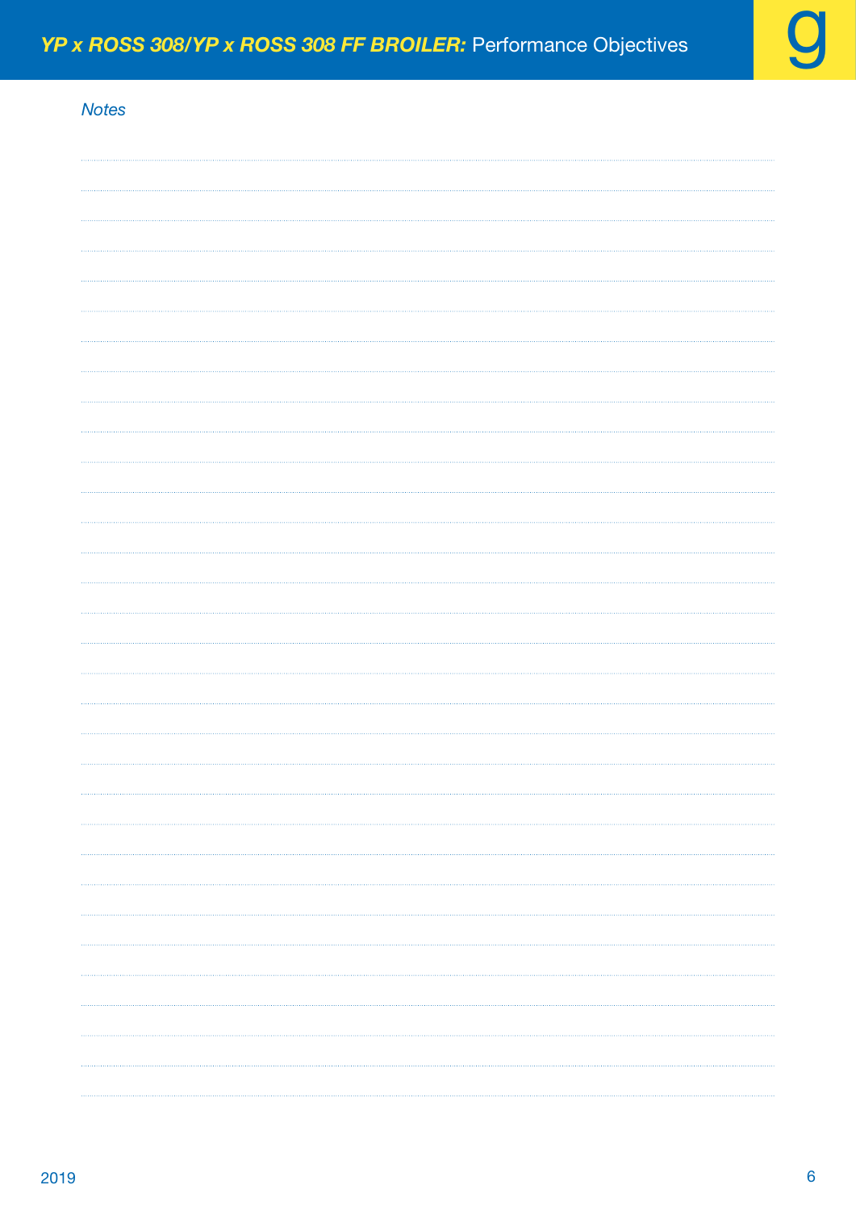*Notes*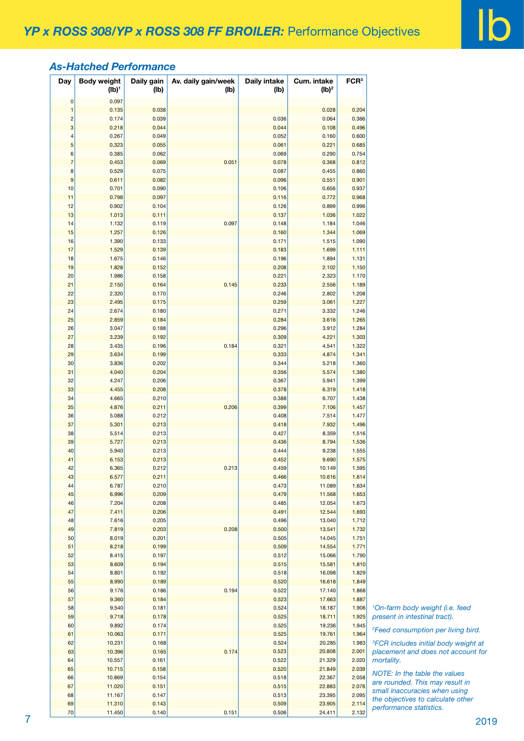# *YP x ROSS 308/YP x ROSS 308 FF BROILER:* Performance Objectives

lb

### *As-Hatched Performance*

| Day | Body weight (lb)[1] | Daily gain (lb) | Av. daily gain/week (lb) | Daily intake (lb) | Cum. intake (lb)[2] | FCR[3] |
|---|---|---|---|---|---|---|
| 0 | 0.097 | | | | | |
| 1 | 0.135 | 0.038 | | | 0.028 | 0.204 |
| 2 | 0.174 | 0.039 | | 0.036 | 0.064 | 0.366 |
| 3 | 0.218 | 0.044 | | 0.044 | 0.108 | 0.496 |
| 4 | 0.267 | 0.049 | | 0.052 | 0.160 | 0.600 |
| 5 | 0.323 | 0.055 | | 0.061 | 0.221 | 0.685 |
| 6 | 0.385 | 0.062 | | 0.069 | 0.290 | 0.754 |
| 7 | 0.453 | 0.069 | 0.051 | 0.078 | 0.368 | 0.812 |
| 8 | 0.529 | 0.075 | | 0.087 | 0.455 | 0.860 |
| 9 | 0.611 | 0.082 | | 0.096 | 0.551 | 0.901 |
| 10 | 0.701 | 0.090 | | 0.106 | 0.656 | 0.937 |
| 11 | 0.798 | 0.097 | | 0.116 | 0.772 | 0.968 |
| 12 | 0.902 | 0.104 | | 0.126 | 0.899 | 0.996 |
| 13 | 1.013 | 0.111 | | 0.137 | 1.036 | 1.022 |
| 14 | 1.132 | 0.119 | 0.097 | 0.148 | 1.184 | 1.046 |
| 15 | 1.257 | 0.126 | | 0.160 | 1.344 | 1.069 |
| 16 | 1.390 | 0.133 | | 0.171 | 1.515 | 1.090 |
| 17 | 1.529 | 0.139 | | 0.183 | 1.699 | 1.111 |
| 18 | 1.675 | 0.146 | | 0.196 | 1.894 | 1.131 |
| 19 | 1.828 | 0.152 | | 0.208 | 2.102 | 1.150 |
| 20 | 1.986 | 0.158 | | 0.221 | 2.323 | 1.170 |
| 21 | 2.150 | 0.164 | 0.145 | 0.233 | 2.556 | 1.189 |
| 22 | 2.320 | 0.170 | | 0.246 | 2.802 | 1.208 |
| 23 | 2.495 | 0.175 | | 0.259 | 3.061 | 1.227 |
| 24 | 2.674 | 0.180 | | 0.271 | 3.332 | 1.246 |
| 25 | 2.859 | 0.184 | | 0.284 | 3.616 | 1.265 |
| 26 | 3.047 | 0.188 | | 0.296 | 3.912 | 1.284 |
| 27 | 3.239 | 0.192 | | 0.309 | 4.221 | 1.303 |
| 28 | 3.435 | 0.196 | 0.184 | 0.321 | 4.541 | 1.322 |
| 29 | 3.634 | 0.199 | | 0.333 | 4.874 | 1.341 |
| 30 | 3.836 | 0.202 | | 0.344 | 5.218 | 1.360 |
| 31 | 4.040 | 0.204 | | 0.356 | 5.574 | 1.380 |
| 32 | 4.247 | 0.206 | | 0.367 | 5.941 | 1.399 |
| 33 | 4.455 | 0.208 | | 0.378 | 6.319 | 1.418 |
| 34 | 4.665 | 0.210 | | 0.388 | 6.707 | 1.438 |
| 35 | 4.876 | 0.211 | 0.206 | 0.399 | 7.106 | 1.457 |
| 36 | 5.088 | 0.212 | | 0.408 | 7.514 | 1.477 |
| 37 | 5.301 | 0.213 | | 0.418 | 7.932 | 1.496 |
| 38 | 5.514 | 0.213 | | 0.427 | 8.359 | 1.516 |
| 39 | 5.727 | 0.213 | | 0.436 | 8.794 | 1.536 |
| 40 | 5.940 | 0.213 | | 0.444 | 9.238 | 1.555 |
| 41 | 6.153 | 0.213 | | 0.452 | 9.690 | 1.575 |
| 42 | 6.365 | 0.212 | 0.213 | 0.459 | 10.149 | 1.595 |
| 43 | 6.577 | 0.211 | | 0.466 | 10.616 | 1.614 |
| 44 | 6.787 | 0.210 | | 0.473 | 11.089 | 1.634 |
| 45 | 6.996 | 0.209 | | 0.479 | 11.568 | 1.653 |
| 46 | 7.204 | 0.208 | | 0.485 | 12.054 | 1.673 |
| 47 | 7.411 | 0.206 | | 0.491 | 12.544 | 1.693 |
| 48 | 7.616 | 0.205 | | 0.496 | 13.040 | 1.712 |
| 49 | 7.819 | 0.203 | 0.208 | 0.500 | 13.541 | 1.732 |
| 50 | 8.019 | 0.201 | | 0.505 | 14.045 | 1.751 |
| 51 | 8.218 | 0.199 | | 0.509 | 14.554 | 1.771 |
| 52 | 8.415 | 0.197 | | 0.512 | 15.066 | 1.790 |
| 53 | 8.609 | 0.194 | | 0.515 | 15.581 | 1.810 |
| 54 | 8.801 | 0.192 | | 0.518 | 16.098 | 1.829 |
| 55 | 8.990 | 0.189 | | 0.520 | 16.618 | 1.849 |
| 56 | 9.176 | 0.186 | 0.194 | 0.522 | 17.140 | 1.868 |
| 57 | 9.360 | 0.184 | | 0.523 | 17.663 | 1.887 |
| 58 | 9.540 | 0.181 | | 0.524 | 18.187 | 1.906 |
| 59 | 9.718 | 0.178 | | 0.525 | 18.711 | 1.925 |
| 60 | 9.892 | 0.174 | | 0.525 | 19.236 | 1.945 |
| 61 | 10.063 | 0.171 | | 0.525 | 19.761 | 1.964 |
| 62 | 10.231 | 0.168 | | 0.524 | 20.285 | 1.983 |
| 63 | 10.396 | 0.165 | 0.174 | 0.523 | 20.808 | 2.001 |
| 64 | 10.557 | 0.161 | | 0.522 | 21.329 | 2.020 |
| 65 | 10.715 | 0.158 | | 0.520 | 21.849 | 2.039 |
| 66 | 10.869 | 0.154 | | 0.518 | 22.367 | 2.058 |
| 67 | 11.020 | 0.151 | | 0.515 | 22.883 | 2.076 |
| 68 | 11.167 | 0.147 | | 0.513 | 23.395 | 2.095 |
| 69 | 11.310 | 0.143 | | 0.509 | 23.905 | 2.114 |
| 70 | 11.450 | 0.140 | 0.151 | 0.506 | 24.411 | 2.132 |

*[1]On-farm body weight (i.e. feed present in intestinal tract).*

*[2]Feed consumption per living bird.*

*[3]FCR includes initial body weight at placement and does not account for mortality.*

*NOTE: In the table the values are rounded. This may result in small inaccuracies when using the objectives to calculate other performance statistics.*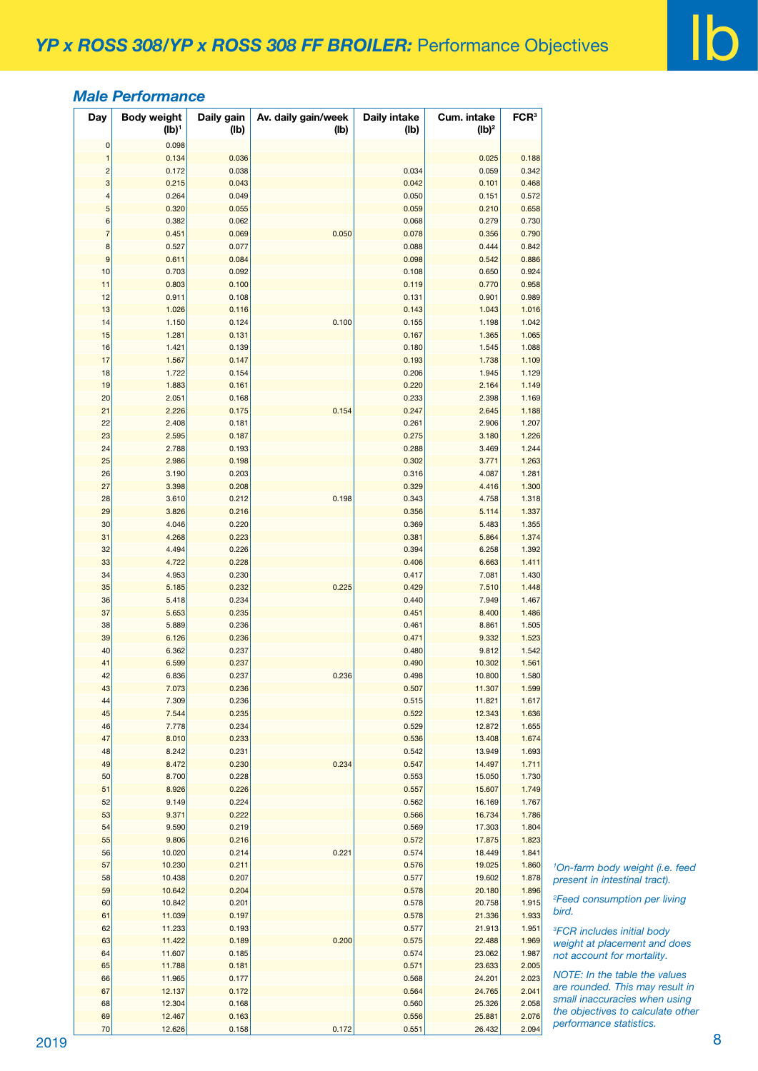# *YP x ROSS 308/YP x ROSS 308 FF BROILER:* Performance Objectives

### *Male Performance*

| Day | Body weight (lb)[1] | Daily gain (lb) | Av. daily gain/week (lb) | Daily intake (lb) | Cum. intake (lb)[2] | FCR[3] |
|---|---|---|---|---|---|---|
| 0 | 0.098 | | | | | |
| 1 | 0.134 | 0.036 | | | 0.025 | 0.188 |
| 2 | 0.172 | 0.038 | | 0.034 | 0.059 | 0.342 |
| 3 | 0.215 | 0.043 | | 0.042 | 0.101 | 0.468 |
| 4 | 0.264 | 0.049 | | 0.050 | 0.151 | 0.572 |
| 5 | 0.320 | 0.055 | | 0.059 | 0.210 | 0.658 |
| 6 | 0.382 | 0.062 | | 0.068 | 0.279 | 0.730 |
| 7 | 0.451 | 0.069 | 0.050 | 0.078 | 0.356 | 0.790 |
| 8 | 0.527 | 0.077 | | 0.088 | 0.444 | 0.842 |
| 9 | 0.611 | 0.084 | | 0.098 | 0.542 | 0.886 |
| 10 | 0.703 | 0.092 | | 0.108 | 0.650 | 0.924 |
| 11 | 0.803 | 0.100 | | 0.119 | 0.770 | 0.958 |
| 12 | 0.911 | 0.108 | | 0.131 | 0.901 | 0.989 |
| 13 | 1.026 | 0.116 | | 0.143 | 1.043 | 1.016 |
| 14 | 1.150 | 0.124 | 0.100 | 0.155 | 1.198 | 1.042 |
| 15 | 1.281 | 0.131 | | 0.167 | 1.365 | 1.065 |
| 16 | 1.421 | 0.139 | | 0.180 | 1.545 | 1.088 |
| 17 | 1.567 | 0.147 | | 0.193 | 1.738 | 1.109 |
| 18 | 1.722 | 0.154 | | 0.206 | 1.945 | 1.129 |
| 19 | 1.883 | 0.161 | | 0.220 | 2.164 | 1.149 |
| 20 | 2.051 | 0.168 | | 0.233 | 2.398 | 1.169 |
| 21 | 2.226 | 0.175 | 0.154 | 0.247 | 2.645 | 1.188 |
| 22 | 2.408 | 0.181 | | 0.261 | 2.906 | 1.207 |
| 23 | 2.595 | 0.187 | | 0.275 | 3.180 | 1.226 |
| 24 | 2.788 | 0.193 | | 0.288 | 3.469 | 1.244 |
| 25 | 2.986 | 0.198 | | 0.302 | 3.771 | 1.263 |
| 26 | 3.190 | 0.203 | | 0.316 | 4.087 | 1.281 |
| 27 | 3.398 | 0.208 | | 0.329 | 4.416 | 1.300 |
| 28 | 3.610 | 0.212 | 0.198 | 0.343 | 4.758 | 1.318 |
| 29 | 3.826 | 0.216 | | 0.356 | 5.114 | 1.337 |
| 30 | 4.046 | 0.220 | | 0.369 | 5.483 | 1.355 |
| 31 | 4.268 | 0.223 | | 0.381 | 5.864 | 1.374 |
| 32 | 4.494 | 0.226 | | 0.394 | 6.258 | 1.392 |
| 33 | 4.722 | 0.228 | | 0.406 | 6.663 | 1.411 |
| 34 | 4.953 | 0.230 | | 0.417 | 7.081 | 1.430 |
| 35 | 5.185 | 0.232 | 0.225 | 0.429 | 7.510 | 1.448 |
| 36 | 5.418 | 0.234 | | 0.440 | 7.949 | 1.467 |
| 37 | 5.653 | 0.235 | | 0.451 | 8.400 | 1.486 |
| 38 | 5.889 | 0.236 | | 0.461 | 8.861 | 1.505 |
| 39 | 6.126 | 0.236 | | 0.471 | 9.332 | 1.523 |
| 40 | 6.362 | 0.237 | | 0.480 | 9.812 | 1.542 |
| 41 | 6.599 | 0.237 | | 0.490 | 10.302 | 1.561 |
| 42 | 6.836 | 0.237 | 0.236 | 0.498 | 10.800 | 1.580 |
| 43 | 7.073 | 0.236 | | 0.507 | 11.307 | 1.599 |
| 44 | 7.309 | 0.236 | | 0.515 | 11.821 | 1.617 |
| 45 | 7.544 | 0.235 | | 0.522 | 12.343 | 1.636 |
| 46 | 7.778 | 0.234 | | 0.529 | 12.872 | 1.655 |
| 47 | 8.010 | 0.233 | | 0.536 | 13.408 | 1.674 |
| 48 | 8.242 | 0.231 | | 0.542 | 13.949 | 1.693 |
| 49 | 8.472 | 0.230 | 0.234 | 0.547 | 14.497 | 1.711 |
| 50 | 8.700 | 0.228 | | 0.553 | 15.050 | 1.730 |
| 51 | 8.926 | 0.226 | | 0.557 | 15.607 | 1.749 |
| 52 | 9.149 | 0.224 | | 0.562 | 16.169 | 1.767 |
| 53 | 9.371 | 0.222 | | 0.566 | 16.734 | 1.786 |
| 54 | 9.590 | 0.219 | | 0.569 | 17.303 | 1.804 |
| 55 | 9.806 | 0.216 | | 0.572 | 17.875 | 1.823 |
| 56 | 10.020 | 0.214 | 0.221 | 0.574 | 18.449 | 1.841 |
| 57 | 10.230 | 0.211 | | 0.576 | 19.025 | 1.860 |
| 58 | 10.438 | 0.207 | | 0.577 | 19.602 | 1.878 |
| 59 | 10.642 | 0.204 | | 0.578 | 20.180 | 1.896 |
| 60 | 10.842 | 0.201 | | 0.578 | 20.758 | 1.915 |
| 61 | 11.039 | 0.197 | | 0.578 | 21.336 | 1.933 |
| 62 | 11.233 | 0.193 | | 0.577 | 21.913 | 1.951 |
| 63 | 11.422 | 0.189 | 0.200 | 0.575 | 22.488 | 1.969 |
| 64 | 11.607 | 0.185 | | 0.574 | 23.062 | 1.987 |
| 65 | 11.788 | 0.181 | | 0.571 | 23.633 | 2.005 |
| 66 | 11.965 | 0.177 | | 0.568 | 24.201 | 2.023 |
| 67 | 12.137 | 0.172 | | 0.564 | 24.765 | 2.041 |
| 68 | 12.304 | 0.168 | | 0.560 | 25.326 | 2.058 |
| 69 | 12.467 | 0.163 | | 0.556 | 25.881 | 2.076 |
| 70 | 12.626 | 0.158 | 0.172 | 0.551 | 26.432 | 2.094 |

*[1]On-farm body weight (i.e. feed present in intestinal tract).*

*[2]Feed consumption per living bird.*

*[3]FCR includes initial body weight at placement and does not account for mortality.*

*NOTE: In the table the values are rounded. This may result in small inaccuracies when using the objectives to calculate other performance statistics.*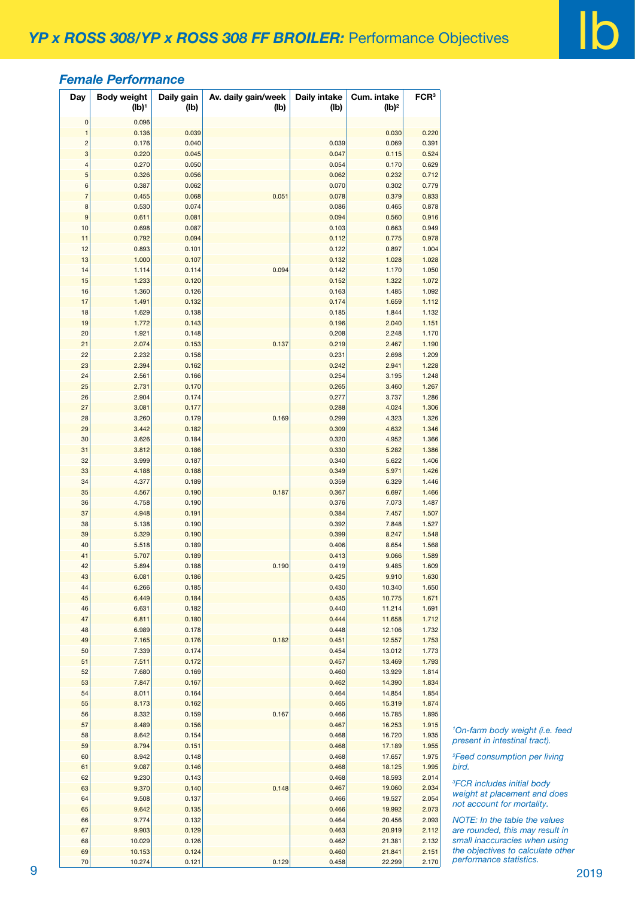## YP x ROSS 308/YP x ROSS 308 FF BROILER: Performance Objectives

lb

### Female Performance

| Day | Body weight (lb)[1] | Daily gain (lb) | Av. daily gain/week (lb) | Daily intake (lb) | Cum. intake (lb)[2] | FCR[3] |
|---|---|---|---|---|---|---|
| 0 | 0.096 | | | | | |
| 1 | 0.136 | 0.039 | | | 0.030 | 0.220 |
| 2 | 0.176 | 0.040 | | 0.039 | 0.069 | 0.391 |
| 3 | 0.220 | 0.045 | | 0.047 | 0.115 | 0.524 |
| 4 | 0.270 | 0.050 | | 0.054 | 0.170 | 0.629 |
| 5 | 0.326 | 0.056 | | 0.062 | 0.232 | 0.712 |
| 6 | 0.387 | 0.062 | | 0.070 | 0.302 | 0.779 |
| 7 | 0.455 | 0.068 | 0.051 | 0.078 | 0.379 | 0.833 |
| 8 | 0.530 | 0.074 | | 0.086 | 0.465 | 0.878 |
| 9 | 0.611 | 0.081 | | 0.094 | 0.560 | 0.916 |
| 10 | 0.698 | 0.087 | | 0.103 | 0.663 | 0.949 |
| 11 | 0.792 | 0.094 | | 0.112 | 0.775 | 0.978 |
| 12 | 0.893 | 0.101 | | 0.122 | 0.897 | 1.004 |
| 13 | 1.000 | 0.107 | | 0.132 | 1.028 | 1.028 |
| 14 | 1.114 | 0.114 | 0.094 | 0.142 | 1.170 | 1.050 |
| 15 | 1.233 | 0.120 | | 0.152 | 1.322 | 1.072 |
| 16 | 1.360 | 0.126 | | 0.163 | 1.485 | 1.092 |
| 17 | 1.491 | 0.132 | | 0.174 | 1.659 | 1.112 |
| 18 | 1.629 | 0.138 | | 0.185 | 1.844 | 1.132 |
| 19 | 1.772 | 0.143 | | 0.196 | 2.040 | 1.151 |
| 20 | 1.921 | 0.148 | | 0.208 | 2.248 | 1.170 |
| 21 | 2.074 | 0.153 | 0.137 | 0.219 | 2.467 | 1.190 |
| 22 | 2.232 | 0.158 | | 0.231 | 2.698 | 1.209 |
| 23 | 2.394 | 0.162 | | 0.242 | 2.941 | 1.228 |
| 24 | 2.561 | 0.166 | | 0.254 | 3.195 | 1.248 |
| 25 | 2.731 | 0.170 | | 0.265 | 3.460 | 1.267 |
| 26 | 2.904 | 0.174 | | 0.277 | 3.737 | 1.286 |
| 27 | 3.081 | 0.177 | | 0.288 | 4.024 | 1.306 |
| 28 | 3.260 | 0.179 | 0.169 | 0.299 | 4.323 | 1.326 |
| 29 | 3.442 | 0.182 | | 0.309 | 4.632 | 1.346 |
| 30 | 3.626 | 0.184 | | 0.320 | 4.952 | 1.366 |
| 31 | 3.812 | 0.186 | | 0.330 | 5.282 | 1.386 |
| 32 | 3.999 | 0.187 | | 0.340 | 5.622 | 1.406 |
| 33 | 4.188 | 0.188 | | 0.349 | 5.971 | 1.426 |
| 34 | 4.377 | 0.189 | | 0.359 | 6.329 | 1.446 |
| 35 | 4.567 | 0.190 | 0.187 | 0.367 | 6.697 | 1.466 |
| 36 | 4.758 | 0.190 | | 0.376 | 7.073 | 1.487 |
| 37 | 4.948 | 0.191 | | 0.384 | 7.457 | 1.507 |
| 38 | 5.138 | 0.190 | | 0.392 | 7.848 | 1.527 |
| 39 | 5.329 | 0.190 | | 0.399 | 8.247 | 1.548 |
| 40 | 5.518 | 0.189 | | 0.406 | 8.654 | 1.568 |
| 41 | 5.707 | 0.189 | | 0.413 | 9.066 | 1.589 |
| 42 | 5.894 | 0.188 | 0.190 | 0.419 | 9.485 | 1.609 |
| 43 | 6.081 | 0.186 | | 0.425 | 9.910 | 1.630 |
| 44 | 6.266 | 0.185 | | 0.430 | 10.340 | 1.650 |
| 45 | 6.449 | 0.184 | | 0.435 | 10.775 | 1.671 |
| 46 | 6.631 | 0.182 | | 0.440 | 11.214 | 1.691 |
| 47 | 6.811 | 0.180 | | 0.444 | 11.658 | 1.712 |
| 48 | 6.989 | 0.178 | | 0.448 | 12.106 | 1.732 |
| 49 | 7.165 | 0.176 | 0.182 | 0.451 | 12.557 | 1.753 |
| 50 | 7.339 | 0.174 | | 0.454 | 13.012 | 1.773 |
| 51 | 7.511 | 0.172 | | 0.457 | 13.469 | 1.793 |
| 52 | 7.680 | 0.169 | | 0.460 | 13.929 | 1.814 |
| 53 | 7.847 | 0.167 | | 0.462 | 14.390 | 1.834 |
| 54 | 8.011 | 0.164 | | 0.464 | 14.854 | 1.854 |
| 55 | 8.173 | 0.162 | | 0.465 | 15.319 | 1.874 |
| 56 | 8.332 | 0.159 | 0.167 | 0.466 | 15.785 | 1.895 |
| 57 | 8.489 | 0.156 | | 0.467 | 16.253 | 1.915 |
| 58 | 8.642 | 0.154 | | 0.468 | 16.720 | 1.935 |
| 59 | 8.794 | 0.151 | | 0.468 | 17.189 | 1.955 |
| 60 | 8.942 | 0.148 | | 0.468 | 17.657 | 1.975 |
| 61 | 9.087 | 0.146 | | 0.468 | 18.125 | 1.995 |
| 62 | 9.230 | 0.143 | | 0.468 | 18.593 | 2.014 |
| 63 | 9.370 | 0.140 | 0.148 | 0.467 | 19.060 | 2.034 |
| 64 | 9.508 | 0.137 | | 0.466 | 19.527 | 2.054 |
| 65 | 9.642 | 0.135 | | 0.466 | 19.992 | 2.073 |
| 66 | 9.774 | 0.132 | | 0.464 | 20.456 | 2.093 |
| 67 | 9.903 | 0.129 | | 0.463 | 20.919 | 2.112 |
| 68 | 10.029 | 0.126 | | 0.462 | 21.381 | 2.132 |
| 69 | 10.153 | 0.124 | | 0.460 | 21.841 | 2.151 |
| 70 | 10.274 | 0.121 | 0.129 | 0.458 | 22.299 | 2.170 |

*[1]On-farm body weight (i.e. feed present in intestinal tract).*

*[2]Feed consumption per living bird.*

*[3]FCR includes initial body weight at placement and does not account for mortality.*

*NOTE: In the table the values are rounded, this may result in small inaccuracies when using the objectives to calculate other performance statistics.*

2019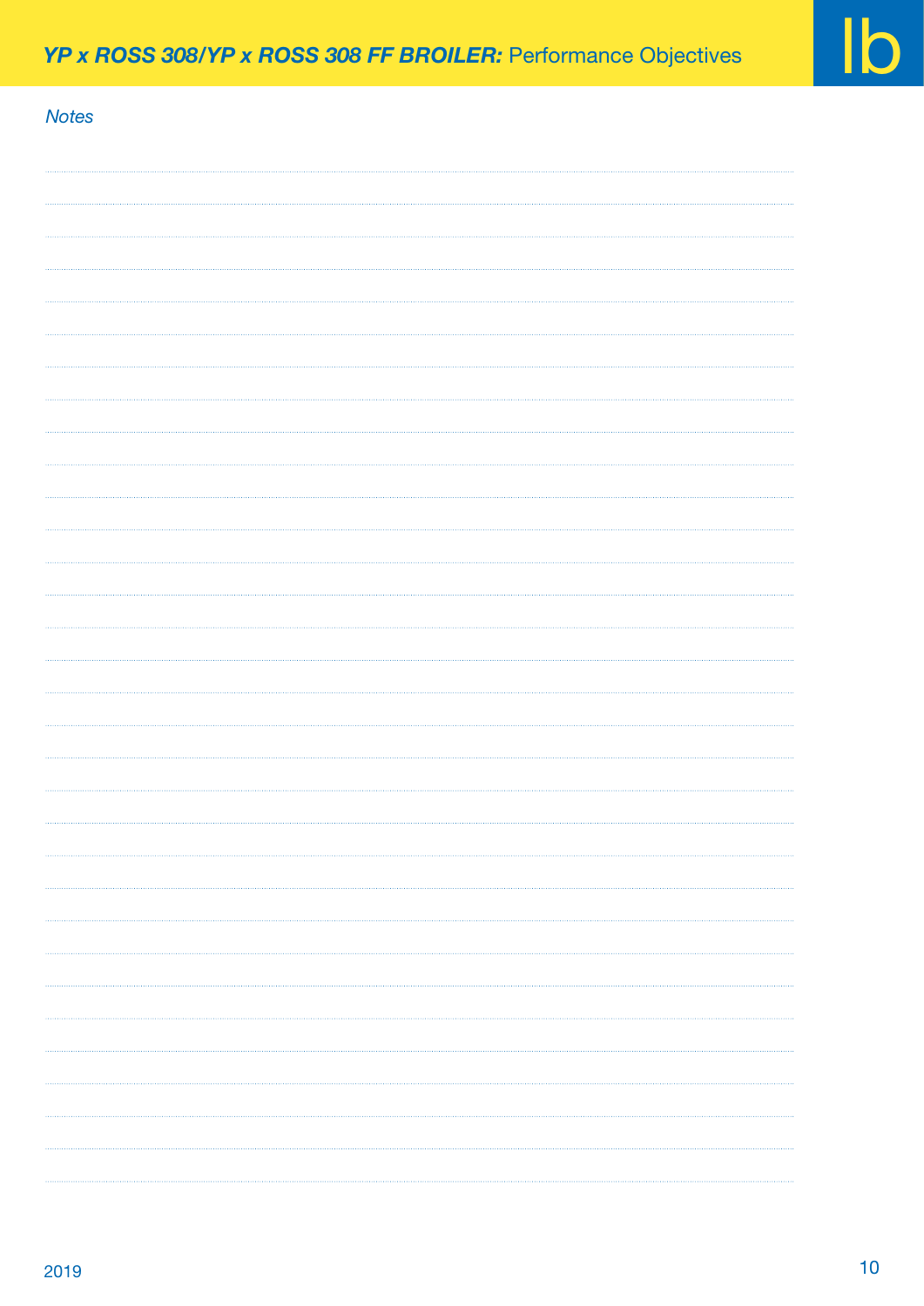*Notes*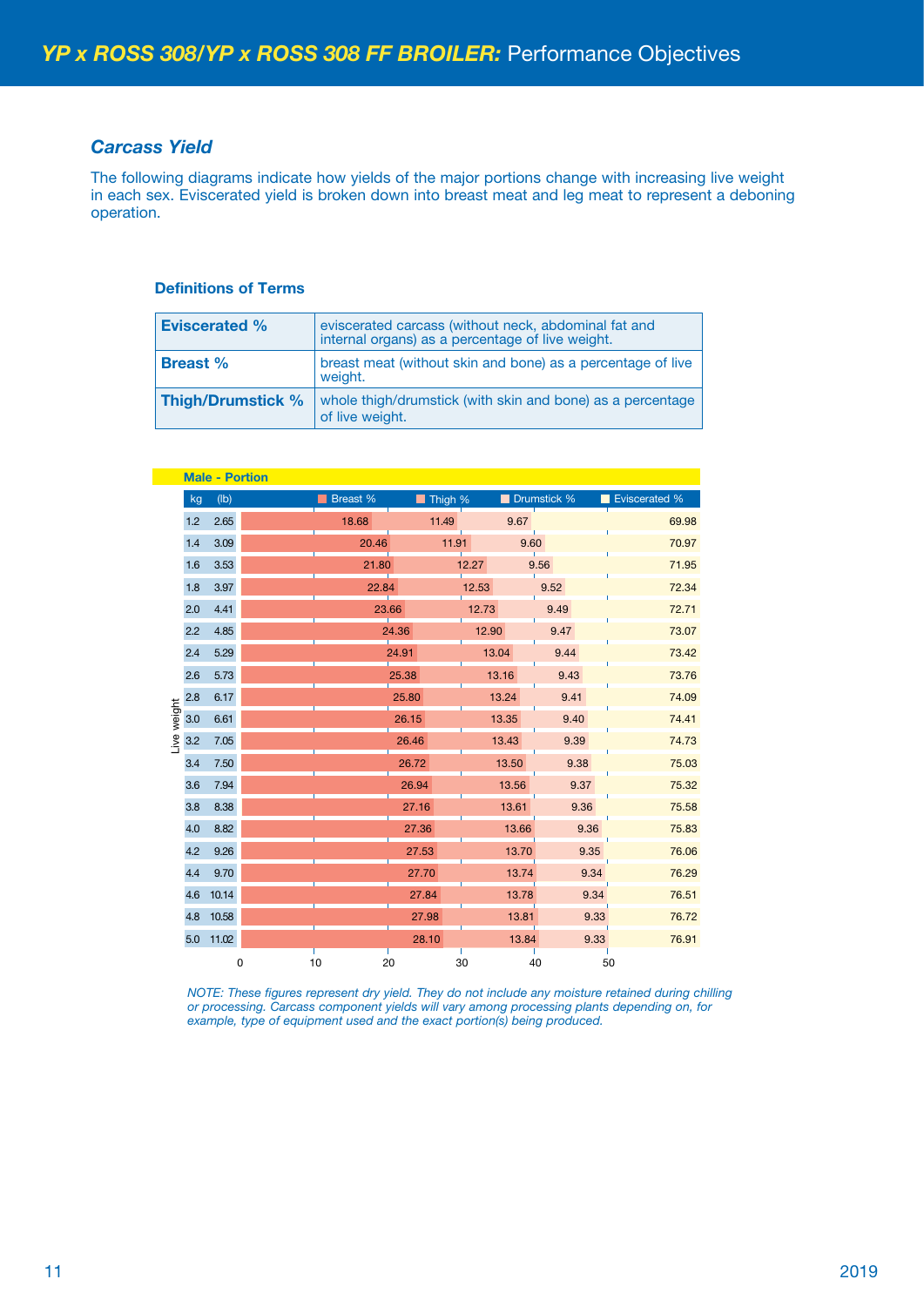## *Carcass Yield*

The following diagrams indicate how yields of the major portions change with increasing live weight in each sex. Eviscerated yield is broken down into breast meat and leg meat to represent a deboning operation.

### Definitions of Terms

| | |
|---|---|
| **Eviscerated %** | eviscerated carcass (without neck, abdominal fat and internal organs) as a percentage of live weight. |
| **Breast %** | breast meat (without skin and bone) as a percentage of live weight. |
| **Thigh/Drumstick %** | whole thigh/drumstick (with skin and bone) as a percentage of live weight. |

**Male - Portion**

| Live weight kg | Live weight (lb) | Breast % | Thigh % | Drumstick % | Eviscerated % |
|---|---|---|---|---|---|
| 1.2 | 2.65 | 18.68 | 11.49 | 9.67 | 69.98 |
| 1.4 | 3.09 | 20.46 | 11.91 | 9.60 | 70.97 |
| 1.6 | 3.53 | 21.80 | 12.27 | 9.56 | 71.95 |
| 1.8 | 3.97 | 22.84 | 12.53 | 9.52 | 72.34 |
| 2.0 | 4.41 | 23.66 | 12.73 | 9.49 | 72.71 |
| 2.2 | 4.85 | 24.36 | 12.90 | 9.47 | 73.07 |
| 2.4 | 5.29 | 24.91 | 13.04 | 9.44 | 73.42 |
| 2.6 | 5.73 | 25.38 | 13.16 | 9.43 | 73.76 |
| 2.8 | 6.17 | 25.80 | 13.24 | 9.41 | 74.09 |
| 3.0 | 6.61 | 26.15 | 13.35 | 9.40 | 74.41 |
| 3.2 | 7.05 | 26.46 | 13.43 | 9.39 | 74.73 |
| 3.4 | 7.50 | 26.72 | 13.50 | 9.38 | 75.03 |
| 3.6 | 7.94 | 26.94 | 13.56 | 9.37 | 75.32 |
| 3.8 | 8.38 | 27.16 | 13.61 | 9.36 | 75.58 |
| 4.0 | 8.82 | 27.36 | 13.66 | 9.36 | 75.83 |
| 4.2 | 9.26 | 27.53 | 13.70 | 9.35 | 76.06 |
| 4.4 | 9.70 | 27.70 | 13.74 | 9.34 | 76.29 |
| 4.6 | 10.14 | 27.84 | 13.78 | 9.34 | 76.51 |
| 4.8 | 10.58 | 27.98 | 13.81 | 9.33 | 76.72 |
| 5.0 | 11.02 | 28.10 | 13.84 | 9.33 | 76.91 |

*NOTE: These figures represent dry yield. They do not include any moisture retained during chilling or processing. Carcass component yields will vary among processing plants depending on, for example, type of equipment used and the exact portion(s) being produced.*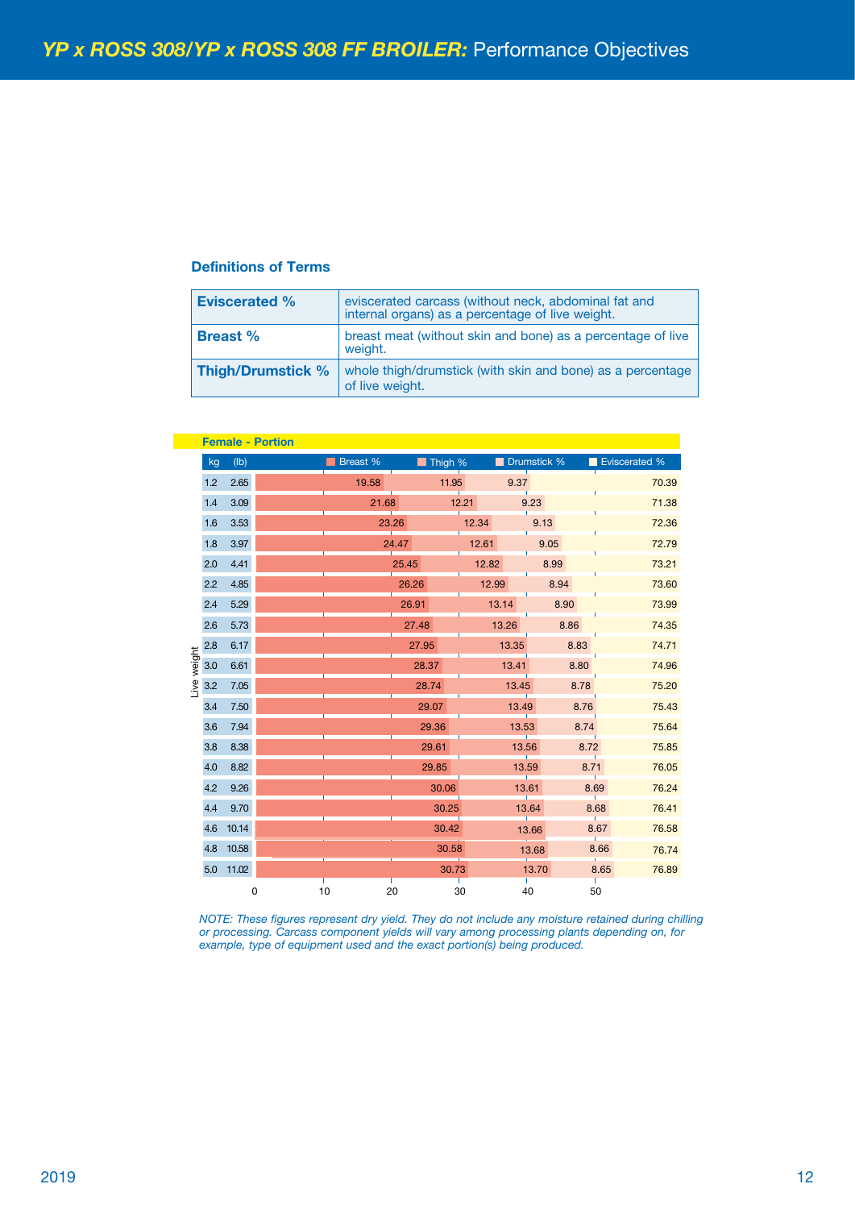## YP x ROSS 308/YP x ROSS 308 FF BROILER: Performance Objectives

### Definitions of Terms

| | |
|---|---|
| **Eviscerated %** | eviscerated carcass (without neck, abdominal fat and internal organs) as a percentage of live weight. |
| **Breast %** | breast meat (without skin and bone) as a percentage of live weight. |
| **Thigh/Drumstick %** | whole thigh/drumstick (with skin and bone) as a percentage of live weight. |

**Female - Portion**

| Live weight kg | Live weight (lb) | Breast % | Thigh % | Drumstick % | Eviscerated % |
|---|---|---|---|---|---|
| 1.2 | 2.65 | 19.58 | 11.95 | 9.37 | 70.39 |
| 1.4 | 3.09 | 21.68 | 12.21 | 9.23 | 71.38 |
| 1.6 | 3.53 | 23.26 | 12.34 | 9.13 | 72.36 |
| 1.8 | 3.97 | 24.47 | 12.61 | 9.05 | 72.79 |
| 2.0 | 4.41 | 25.45 | 12.82 | 8.99 | 73.21 |
| 2.2 | 4.85 | 26.26 | 12.99 | 8.94 | 73.60 |
| 2.4 | 5.29 | 26.91 | 13.14 | 8.90 | 73.99 |
| 2.6 | 5.73 | 27.48 | 13.26 | 8.86 | 74.35 |
| 2.8 | 6.17 | 27.95 | 13.35 | 8.83 | 74.71 |
| 3.0 | 6.61 | 28.37 | 13.41 | 8.80 | 74.96 |
| 3.2 | 7.05 | 28.74 | 13.45 | 8.78 | 75.20 |
| 3.4 | 7.50 | 29.07 | 13.49 | 8.76 | 75.43 |
| 3.6 | 7.94 | 29.36 | 13.53 | 8.74 | 75.64 |
| 3.8 | 8.38 | 29.61 | 13.56 | 8.72 | 75.85 |
| 4.0 | 8.82 | 29.85 | 13.59 | 8.71 | 76.05 |
| 4.2 | 9.26 | 30.06 | 13.61 | 8.69 | 76.24 |
| 4.4 | 9.70 | 30.25 | 13.64 | 8.68 | 76.41 |
| 4.6 | 10.14 | 30.42 | 13.66 | 8.67 | 76.58 |
| 4.8 | 10.58 | 30.58 | 13.68 | 8.66 | 76.74 |
| 5.0 | 11.02 | 30.73 | 13.70 | 8.65 | 76.89 |

*NOTE: These figures represent dry yield. They do not include any moisture retained during chilling or processing. Carcass component yields will vary among processing plants depending on, for example, type of equipment used and the exact portion(s) being produced.*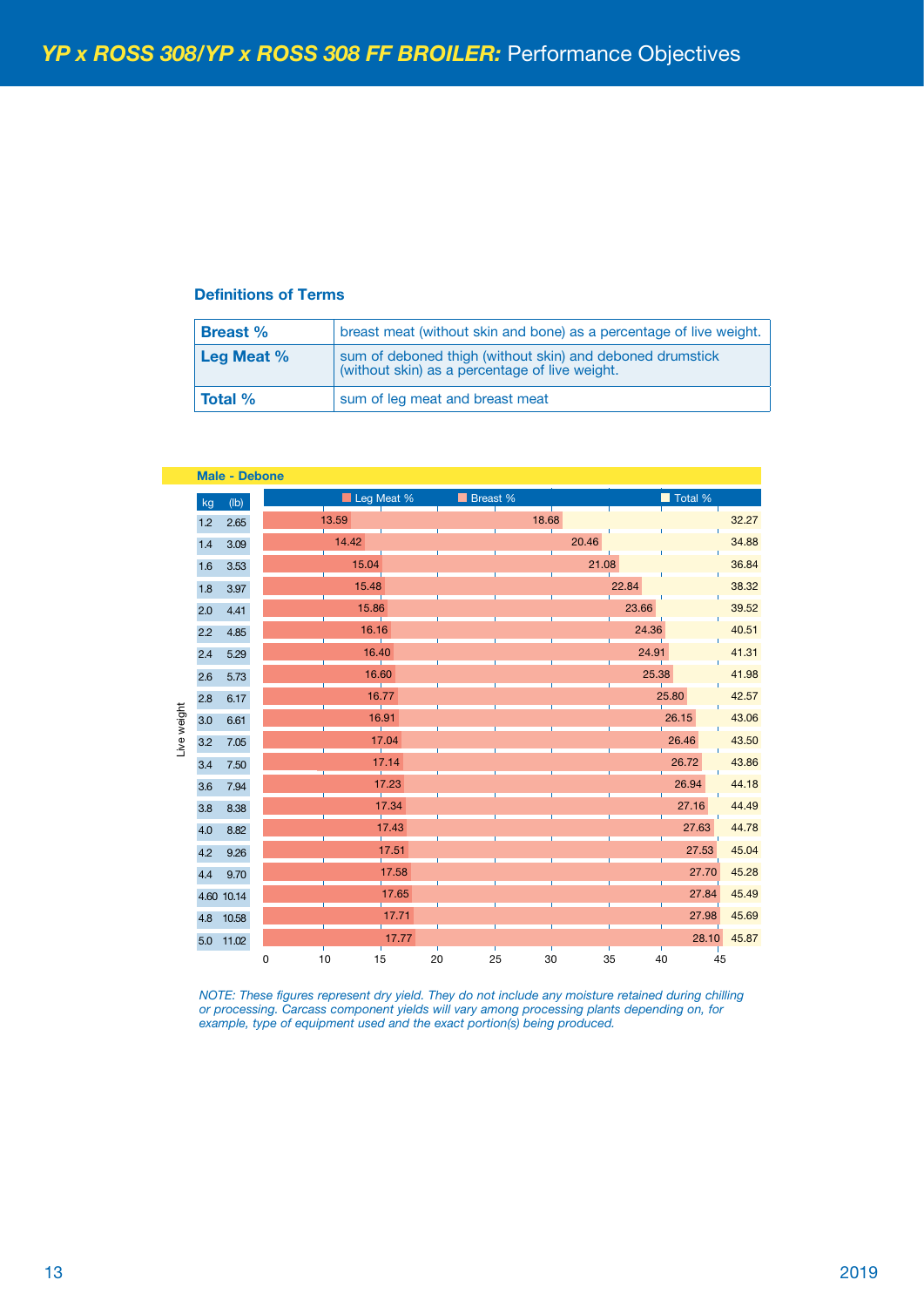## YP x ROSS 308/YP x ROSS 308 FF BROILER: Performance Objectives

### Definitions of Terms

| | |
|---|---|
| **Breast %** | breast meat (without skin and bone) as a percentage of live weight. |
| **Leg Meat %** | sum of deboned thigh (without skin) and deboned drumstick (without skin) as a percentage of live weight. |
| **Total %** | sum of leg meat and breast meat |

**Male - Debone**

| Live weight kg | Live weight (lb) | Leg Meat % | Breast % | Total % |
|---|---|---|---|---|
| 1.2 | 2.65 | 13.59 | 18.68 | 32.27 |
| 1.4 | 3.09 | 14.42 | 20.46 | 34.88 |
| 1.6 | 3.53 | 15.04 | 21.08 | 36.84 |
| 1.8 | 3.97 | 15.48 | 22.84 | 38.32 |
| 2.0 | 4.41 | 15.86 | 23.66 | 39.52 |
| 2.2 | 4.85 | 16.16 | 24.36 | 40.51 |
| 2.4 | 5.29 | 16.40 | 24.91 | 41.31 |
| 2.6 | 5.73 | 16.60 | 25.38 | 41.98 |
| 2.8 | 6.17 | 16.77 | 25.80 | 42.57 |
| 3.0 | 6.61 | 16.91 | 26.15 | 43.06 |
| 3.2 | 7.05 | 17.04 | 26.46 | 43.50 |
| 3.4 | 7.50 | 17.14 | 26.72 | 43.86 |
| 3.6 | 7.94 | 17.23 | 26.94 | 44.18 |
| 3.8 | 8.38 | 17.34 | 27.16 | 44.49 |
| 4.0 | 8.82 | 17.43 | 27.63 | 44.78 |
| 4.2 | 9.26 | 17.51 | 27.53 | 45.04 |
| 4.4 | 9.70 | 17.58 | 27.70 | 45.28 |
| 4.60 | 10.14 | 17.65 | 27.84 | 45.49 |
| 4.8 | 10.58 | 17.71 | 27.98 | 45.69 |
| 5.0 | 11.02 | 17.77 | 28.10 | 45.87 |

*NOTE: These figures represent dry yield. They do not include any moisture retained during chilling or processing. Carcass component yields will vary among processing plants depending on, for example, type of equipment used and the exact portion(s) being produced.*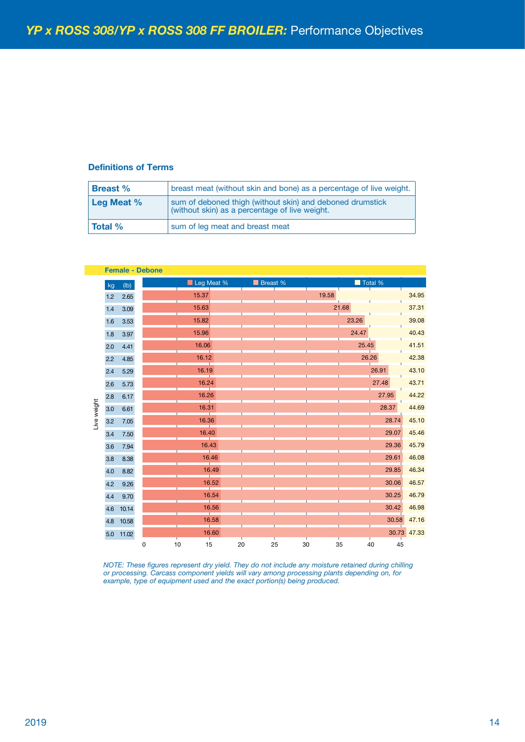# YP x ROSS 308/YP x ROSS 308 FF BROILER: Performance Objectives

### Definitions of Terms

| | |
|---|---|
| **Breast %** | breast meat (without skin and bone) as a percentage of live weight. |
| **Leg Meat %** | sum of deboned thigh (without skin) and deboned drumstick (without skin) as a percentage of live weight. |
| **Total %** | sum of leg meat and breast meat |

### Female - Debone

| Live weight kg | Live weight (lb) | Leg Meat % | Breast % | Total % |
|---|---|---|---|---|
| 1.2 | 2.65 | 15.37 | 19.58 | 34.95 |
| 1.4 | 3.09 | 15.63 | 21.68 | 37.31 |
| 1.6 | 3.53 | 15.82 | 23.26 | 39.08 |
| 1.8 | 3.97 | 15.96 | 24.47 | 40.43 |
| 2.0 | 4.41 | 16.06 | 25.45 | 41.51 |
| 2.2 | 4.85 | 16.12 | 26.26 | 42.38 |
| 2.4 | 5.29 | 16.19 | 26.91 | 43.10 |
| 2.6 | 5.73 | 16.24 | 27.48 | 43.71 |
| 2.8 | 6.17 | 16.26 | 27.95 | 44.22 |
| 3.0 | 6.61 | 16.31 | 28.37 | 44.69 |
| 3.2 | 7.05 | 16.36 | 28.74 | 45.10 |
| 3.4 | 7.50 | 16.40 | 29.07 | 45.46 |
| 3.6 | 7.94 | 16.43 | 29.36 | 45.79 |
| 3.8 | 8.38 | 16.46 | 29.61 | 46.08 |
| 4.0 | 8.82 | 16.49 | 29.85 | 46.34 |
| 4.2 | 9.26 | 16.52 | 30.06 | 46.57 |
| 4.4 | 9.70 | 16.54 | 30.25 | 46.79 |
| 4.6 | 10.14 | 16.56 | 30.42 | 46.98 |
| 4.8 | 10.58 | 16.58 | 30.58 | 47.16 |
| 5.0 | 11.02 | 16.60 | 30.73 | 47.33 |

*NOTE: These figures represent dry yield. They do not include any moisture retained during chilling or processing. Carcass component yields will vary among processing plants depending on, for example, type of equipment used and the exact portion(s) being produced.*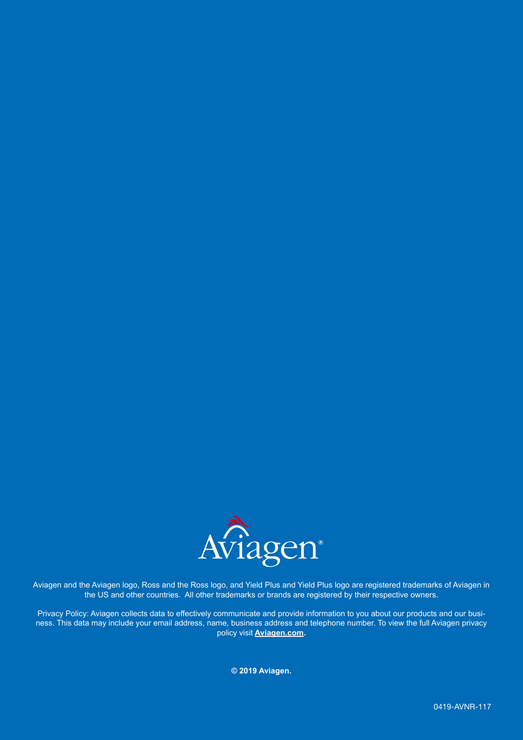Aviagen®

Aviagen and the Aviagen logo, Ross and the Ross logo, and Yield Plus and Yield Plus logo are registered trademarks of Aviagen in the US and other countries. All other trademarks or brands are registered by their respective owners.

Privacy Policy: Aviagen collects data to effectively communicate and provide information to you about our products and our business. This data may include your email address, name, business address and telephone number. To view the full Aviagen privacy policy visit **Aviagen.com.**

**© 2019 Aviagen.**

0419-AVNR-117